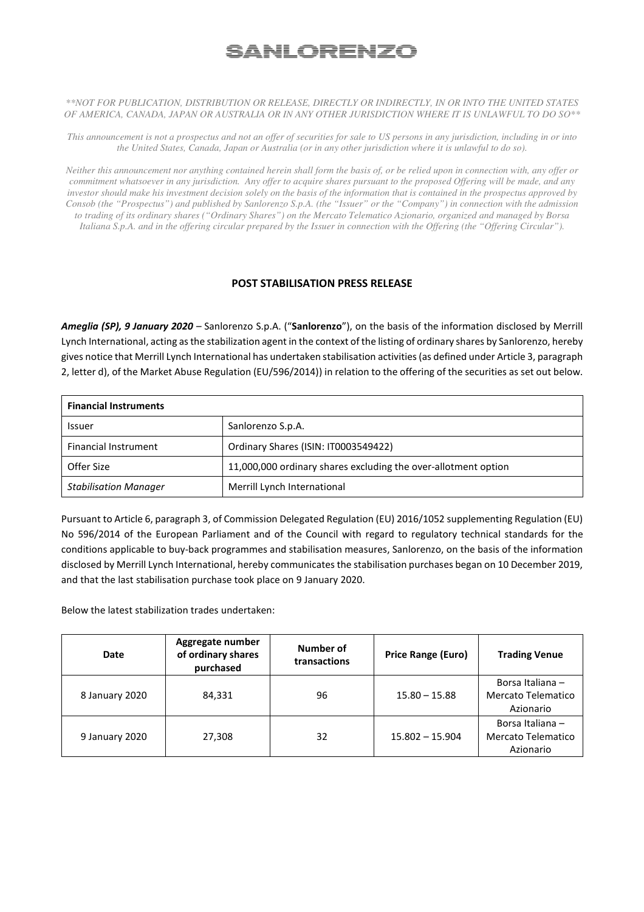# SANLORENZO

*\*\*NOT FOR PUBLICATION, DISTRIBUTION OR RELEASE, DIRECTLY OR INDIRECTLY, IN OR INTO THE UNITED STATES OF AMERICA, CANADA, JAPAN OR AUSTRALIA OR IN ANY OTHER JURISDICTION WHERE IT IS UNLAWFUL TO DO SO\*\**

*This announcement is not a prospectus and not an offer of securities for sale to US persons in any jurisdiction, including in or into the United States, Canada, Japan or Australia (or in any other jurisdiction where it is unlawful to do so).*

*Neither this announcement nor anything contained herein shall form the basis of, or be relied upon in connection with, any offer or commitment whatsoever in any jurisdiction. Any offer to acquire shares pursuant to the proposed Offering will be made, and any investor should make his investment decision solely on the basis of the information that is contained in the prospectus approved by Consob (the "Prospectus") and published by Sanlorenzo S.p.A. (the "Issuer" or the "Company") in connection with the admission to trading of its ordinary shares ("Ordinary Shares") on the Mercato Telematico Azionario, organized and managed by Borsa Italiana S.p.A. and in the offering circular prepared by the Issuer in connection with the Offering (the "Offering Circular").*

## POST STABILISATION PRESS RELEASE

***Ameglia (SP), 9 January 2020*** – Sanlorenzo S.p.A. ("**Sanlorenzo**"), on the basis of the information disclosed by Merrill Lynch International, acting as the stabilization agent in the context of the listing of ordinary shares by Sanlorenzo, hereby gives notice that Merrill Lynch International has undertaken stabilisation activities (as defined under Article 3, paragraph 2, letter d), of the Market Abuse Regulation (EU/596/2014)) in relation to the offering of the securities as set out below.

| **Financial Instruments** | |
|---|---|
| Issuer | Sanlorenzo S.p.A. |
| Financial Instrument | Ordinary Shares (ISIN: IT0003549422) |
| Offer Size | 11,000,000 ordinary shares excluding the over-allotment option |
| *Stabilisation Manager* | Merrill Lynch International |

Pursuant to Article 6, paragraph 3, of Commission Delegated Regulation (EU) 2016/1052 supplementing Regulation (EU) No 596/2014 of the European Parliament and of the Council with regard to regulatory technical standards for the conditions applicable to buy-back programmes and stabilisation measures, Sanlorenzo, on the basis of the information disclosed by Merrill Lynch International, hereby communicates the stabilisation purchases began on 10 December 2019, and that the last stabilisation purchase took place on 9 January 2020.

Below the latest stabilization trades undertaken:

| Date | Aggregate number of ordinary shares purchased | Number of transactions | Price Range (Euro) | Trading Venue |
|---|---|---|---|---|
| 8 January 2020 | 84,331 | 96 | 15.80 – 15.88 | Borsa Italiana – Mercato Telematico Azionario |
| 9 January 2020 | 27,308 | 32 | 15.802 – 15.904 | Borsa Italiana – Mercato Telematico Azionario |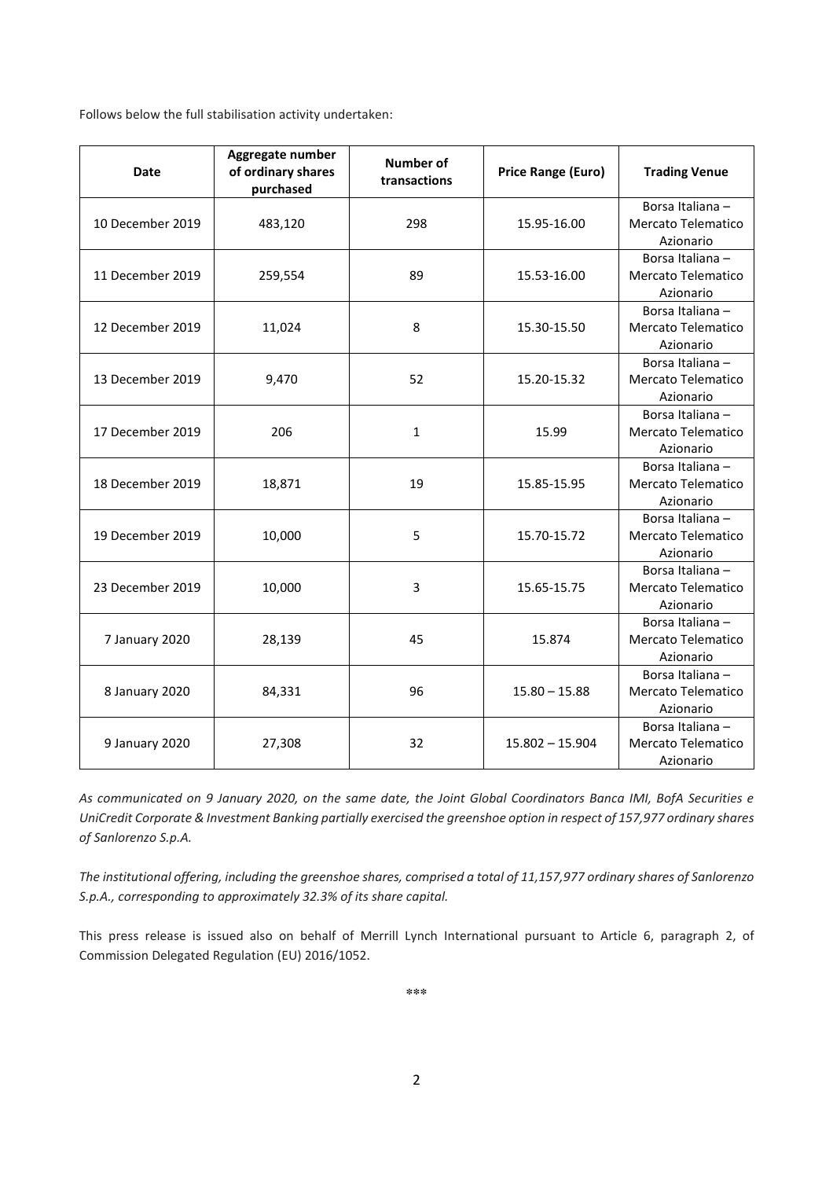Follows below the full stabilisation activity undertaken:

| Date | Aggregate number of ordinary shares purchased | Number of transactions | Price Range (Euro) | Trading Venue |
|---|---|---|---|---|
| 10 December 2019 | 483,120 | 298 | 15.95-16.00 | Borsa Italiana – Mercato Telematico Azionario |
| 11 December 2019 | 259,554 | 89 | 15.53-16.00 | Borsa Italiana – Mercato Telematico Azionario |
| 12 December 2019 | 11,024 | 8 | 15.30-15.50 | Borsa Italiana – Mercato Telematico Azionario |
| 13 December 2019 | 9,470 | 52 | 15.20-15.32 | Borsa Italiana – Mercato Telematico Azionario |
| 17 December 2019 | 206 | 1 | 15.99 | Borsa Italiana – Mercato Telematico Azionario |
| 18 December 2019 | 18,871 | 19 | 15.85-15.95 | Borsa Italiana – Mercato Telematico Azionario |
| 19 December 2019 | 10,000 | 5 | 15.70-15.72 | Borsa Italiana – Mercato Telematico Azionario |
| 23 December 2019 | 10,000 | 3 | 15.65-15.75 | Borsa Italiana – Mercato Telematico Azionario |
| 7 January 2020 | 28,139 | 45 | 15.874 | Borsa Italiana – Mercato Telematico Azionario |
| 8 January 2020 | 84,331 | 96 | 15.80 – 15.88 | Borsa Italiana – Mercato Telematico Azionario |
| 9 January 2020 | 27,308 | 32 | 15.802 – 15.904 | Borsa Italiana – Mercato Telematico Azionario |

*As communicated on 9 January 2020, on the same date, the Joint Global Coordinators Banca IMI, BofA Securities e UniCredit Corporate & Investment Banking partially exercised the greenshoe option in respect of 157,977 ordinary shares of Sanlorenzo S.p.A.*

*The institutional offering, including the greenshoe shares, comprised a total of 11,157,977 ordinary shares of Sanlorenzo S.p.A., corresponding to approximately 32.3% of its share capital.*

This press release is issued also on behalf of Merrill Lynch International pursuant to Article 6, paragraph 2, of Commission Delegated Regulation (EU) 2016/1052.

\*\*\*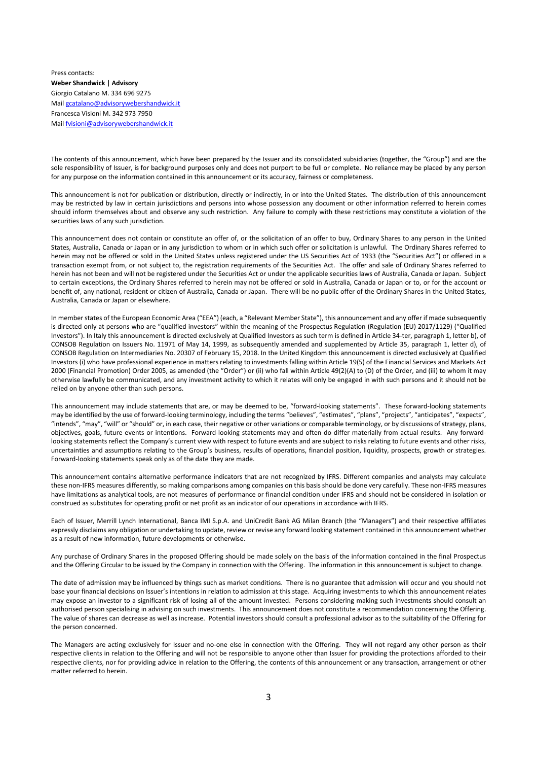Press contacts:
**Weber Shandwick | Advisory**
Giorgio Catalano M. 334 696 9275
Mail gcatalano@advisorywebershandwick.it
Francesca Visioni M. 342 973 7950
Mail fvisioni@advisorywebershandwick.it

The contents of this announcement, which have been prepared by the Issuer and its consolidated subsidiaries (together, the "Group") and are the sole responsibility of Issuer, is for background purposes only and does not purport to be full or complete. No reliance may be placed by any person for any purpose on the information contained in this announcement or its accuracy, fairness or completeness.

This announcement is not for publication or distribution, directly or indirectly, in or into the United States. The distribution of this announcement may be restricted by law in certain jurisdictions and persons into whose possession any document or other information referred to herein comes should inform themselves about and observe any such restriction. Any failure to comply with these restrictions may constitute a violation of the securities laws of any such jurisdiction.

This announcement does not contain or constitute an offer of, or the solicitation of an offer to buy, Ordinary Shares to any person in the United States, Australia, Canada or Japan or in any jurisdiction to whom or in which such offer or solicitation is unlawful. The Ordinary Shares referred to herein may not be offered or sold in the United States unless registered under the US Securities Act of 1933 (the "Securities Act") or offered in a transaction exempt from, or not subject to, the registration requirements of the Securities Act. The offer and sale of Ordinary Shares referred to herein has not been and will not be registered under the Securities Act or under the applicable securities laws of Australia, Canada or Japan. Subject to certain exceptions, the Ordinary Shares referred to herein may not be offered or sold in Australia, Canada or Japan or to, or for the account or benefit of, any national, resident or citizen of Australia, Canada or Japan. There will be no public offer of the Ordinary Shares in the United States, Australia, Canada or Japan or elsewhere.

In member states of the European Economic Area ("EEA") (each, a "Relevant Member State"), this announcement and any offer if made subsequently is directed only at persons who are "qualified investors" within the meaning of the Prospectus Regulation (Regulation (EU) 2017/1129) ("Qualified Investors"). In Italy this announcement is directed exclusively at Qualified Investors as such term is defined in Article 34-ter, paragraph 1, letter b), of CONSOB Regulation on Issuers No. 11971 of May 14, 1999, as subsequently amended and supplemented by Article 35, paragraph 1, letter d), of CONSOB Regulation on Intermediaries No. 20307 of February 15, 2018. In the United Kingdom this announcement is directed exclusively at Qualified Investors (i) who have professional experience in matters relating to investments falling within Article 19(5) of the Financial Services and Markets Act 2000 (Financial Promotion) Order 2005, as amended (the "Order") or (ii) who fall within Article 49(2)(A) to (D) of the Order, and (iii) to whom it may otherwise lawfully be communicated, and any investment activity to which it relates will only be engaged in with such persons and it should not be relied on by anyone other than such persons.

This announcement may include statements that are, or may be deemed to be, "forward-looking statements". These forward-looking statements may be identified by the use of forward-looking terminology, including the terms "believes", "estimates", "plans", "projects", "anticipates", "expects", "intends", "may", "will" or "should" or, in each case, their negative or other variations or comparable terminology, or by discussions of strategy, plans, objectives, goals, future events or intentions. Forward-looking statements may and often do differ materially from actual results. Any forward-looking statements reflect the Company's current view with respect to future events and are subject to risks relating to future events and other risks, uncertainties and assumptions relating to the Group's business, results of operations, financial position, liquidity, prospects, growth or strategies. Forward-looking statements speak only as of the date they are made.

This announcement contains alternative performance indicators that are not recognized by IFRS. Different companies and analysts may calculate these non-IFRS measures differently, so making comparisons among companies on this basis should be done very carefully. These non-IFRS measures have limitations as analytical tools, are not measures of performance or financial condition under IFRS and should not be considered in isolation or construed as substitutes for operating profit or net profit as an indicator of our operations in accordance with IFRS.

Each of Issuer, Merrill Lynch International, Banca IMI S.p.A. and UniCredit Bank AG Milan Branch (the "Managers") and their respective affiliates expressly disclaims any obligation or undertaking to update, review or revise any forward looking statement contained in this announcement whether as a result of new information, future developments or otherwise.

Any purchase of Ordinary Shares in the proposed Offering should be made solely on the basis of the information contained in the final Prospectus and the Offering Circular to be issued by the Company in connection with the Offering. The information in this announcement is subject to change.

The date of admission may be influenced by things such as market conditions. There is no guarantee that admission will occur and you should not base your financial decisions on Issuer's intentions in relation to admission at this stage. Acquiring investments to which this announcement relates may expose an investor to a significant risk of losing all of the amount invested. Persons considering making such investments should consult an authorised person specialising in advising on such investments. This announcement does not constitute a recommendation concerning the Offering. The value of shares can decrease as well as increase. Potential investors should consult a professional advisor as to the suitability of the Offering for the person concerned.

The Managers are acting exclusively for Issuer and no-one else in connection with the Offering. They will not regard any other person as their respective clients in relation to the Offering and will not be responsible to anyone other than Issuer for providing the protections afforded to their respective clients, nor for providing advice in relation to the Offering, the contents of this announcement or any transaction, arrangement or other matter referred to herein.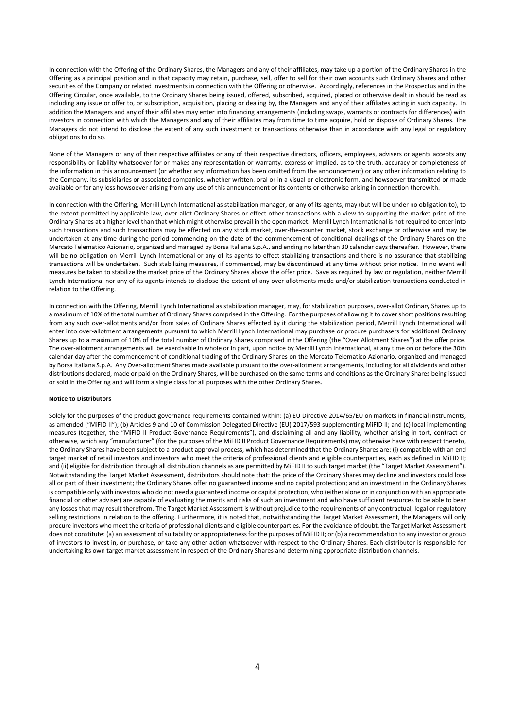In connection with the Offering of the Ordinary Shares, the Managers and any of their affiliates, may take up a portion of the Ordinary Shares in the Offering as a principal position and in that capacity may retain, purchase, sell, offer to sell for their own accounts such Ordinary Shares and other securities of the Company or related investments in connection with the Offering or otherwise. Accordingly, references in the Prospectus and in the Offering Circular, once available, to the Ordinary Shares being issued, offered, subscribed, acquired, placed or otherwise dealt in should be read as including any issue or offer to, or subscription, acquisition, placing or dealing by, the Managers and any of their affiliates acting in such capacity. In addition the Managers and any of their affiliates may enter into financing arrangements (including swaps, warrants or contracts for differences) with investors in connection with which the Managers and any of their affiliates may from time to time acquire, hold or dispose of Ordinary Shares. The Managers do not intend to disclose the extent of any such investment or transactions otherwise than in accordance with any legal or regulatory obligations to do so.

None of the Managers or any of their respective affiliates or any of their respective directors, officers, employees, advisers or agents accepts any responsibility or liability whatsoever for or makes any representation or warranty, express or implied, as to the truth, accuracy or completeness of the information in this announcement (or whether any information has been omitted from the announcement) or any other information relating to the Company, its subsidiaries or associated companies, whether written, oral or in a visual or electronic form, and howsoever transmitted or made available or for any loss howsoever arising from any use of this announcement or its contents or otherwise arising in connection therewith.

In connection with the Offering, Merrill Lynch International as stabilization manager, or any of its agents, may (but will be under no obligation to), to the extent permitted by applicable law, over-allot Ordinary Shares or effect other transactions with a view to supporting the market price of the Ordinary Shares at a higher level than that which might otherwise prevail in the open market. Merrill Lynch International is not required to enter into such transactions and such transactions may be effected on any stock market, over-the-counter market, stock exchange or otherwise and may be undertaken at any time during the period commencing on the date of the commencement of conditional dealings of the Ordinary Shares on the Mercato Telematico Azionario, organized and managed by Borsa Italiana S.p.A., and ending no later than 30 calendar days thereafter. However, there will be no obligation on Merrill Lynch International or any of its agents to effect stabilizing transactions and there is no assurance that stabilizing transactions will be undertaken. Such stabilizing measures, if commenced, may be discontinued at any time without prior notice. In no event will measures be taken to stabilize the market price of the Ordinary Shares above the offer price. Save as required by law or regulation, neither Merrill Lynch International nor any of its agents intends to disclose the extent of any over-allotments made and/or stabilization transactions conducted in relation to the Offering.

In connection with the Offering, Merrill Lynch International as stabilization manager, may, for stabilization purposes, over-allot Ordinary Shares up to a maximum of 10% of the total number of Ordinary Shares comprised in the Offering. For the purposes of allowing it to cover short positions resulting from any such over-allotments and/or from sales of Ordinary Shares effected by it during the stabilization period, Merrill Lynch International will enter into over-allotment arrangements pursuant to which Merrill Lynch International may purchase or procure purchasers for additional Ordinary Shares up to a maximum of 10% of the total number of Ordinary Shares comprised in the Offering (the "Over Allotment Shares") at the offer price. The over-allotment arrangements will be exercisable in whole or in part, upon notice by Merrill Lynch International, at any time on or before the 30th calendar day after the commencement of conditional trading of the Ordinary Shares on the Mercato Telematico Azionario, organized and managed by Borsa Italiana S.p.A. Any Over-allotment Shares made available pursuant to the over-allotment arrangements, including for all dividends and other distributions declared, made or paid on the Ordinary Shares, will be purchased on the same terms and conditions as the Ordinary Shares being issued or sold in the Offering and will form a single class for all purposes with the other Ordinary Shares.

**Notice to Distributors**

Solely for the purposes of the product governance requirements contained within: (a) EU Directive 2014/65/EU on markets in financial instruments, as amended ("MiFID II"); (b) Articles 9 and 10 of Commission Delegated Directive (EU) 2017/593 supplementing MiFID II; and (c) local implementing measures (together, the "MiFID II Product Governance Requirements"), and disclaiming all and any liability, whether arising in tort, contract or otherwise, which any "manufacturer" (for the purposes of the MiFID II Product Governance Requirements) may otherwise have with respect thereto, the Ordinary Shares have been subject to a product approval process, which has determined that the Ordinary Shares are: (i) compatible with an end target market of retail investors and investors who meet the criteria of professional clients and eligible counterparties, each as defined in MiFID II; and (ii) eligible for distribution through all distribution channels as are permitted by MiFID II to such target market (the "Target Market Assessment"). Notwithstanding the Target Market Assessment, distributors should note that: the price of the Ordinary Shares may decline and investors could lose all or part of their investment; the Ordinary Shares offer no guaranteed income and no capital protection; and an investment in the Ordinary Shares is compatible only with investors who do not need a guaranteed income or capital protection, who (either alone or in conjunction with an appropriate financial or other adviser) are capable of evaluating the merits and risks of such an investment and who have sufficient resources to be able to bear any losses that may result therefrom. The Target Market Assessment is without prejudice to the requirements of any contractual, legal or regulatory selling restrictions in relation to the offering. Furthermore, it is noted that, notwithstanding the Target Market Assessment, the Managers will only procure investors who meet the criteria of professional clients and eligible counterparties. For the avoidance of doubt, the Target Market Assessment does not constitute: (a) an assessment of suitability or appropriateness for the purposes of MiFID II; or (b) a recommendation to any investor or group of investors to invest in, or purchase, or take any other action whatsoever with respect to the Ordinary Shares. Each distributor is responsible for undertaking its own target market assessment in respect of the Ordinary Shares and determining appropriate distribution channels.